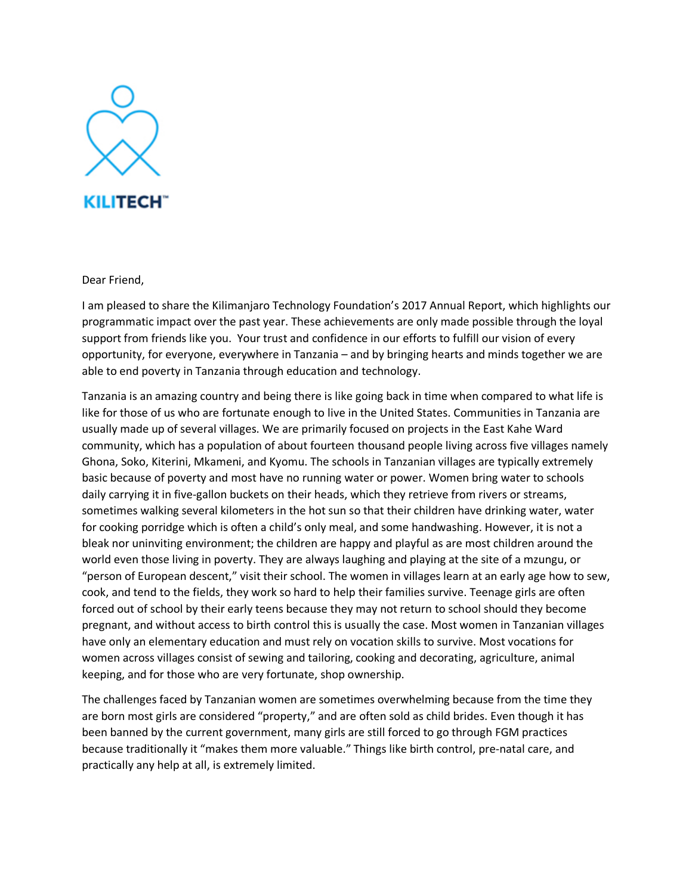KILITECH™

Dear Friend,

I am pleased to share the Kilimanjaro Technology Foundation's 2017 Annual Report, which highlights our programmatic impact over the past year. These achievements are only made possible through the loyal support from friends like you. Your trust and confidence in our efforts to fulfill our vision of every opportunity, for everyone, everywhere in Tanzania – and by bringing hearts and minds together we are able to end poverty in Tanzania through education and technology.

Tanzania is an amazing country and being there is like going back in time when compared to what life is like for those of us who are fortunate enough to live in the United States. Communities in Tanzania are usually made up of several villages. We are primarily focused on projects in the East Kahe Ward community, which has a population of about fourteen thousand people living across five villages namely Ghona, Soko, Kiterini, Mkameni, and Kyomu. The schools in Tanzanian villages are typically extremely basic because of poverty and most have no running water or power. Women bring water to schools daily carrying it in five-gallon buckets on their heads, which they retrieve from rivers or streams, sometimes walking several kilometers in the hot sun so that their children have drinking water, water for cooking porridge which is often a child's only meal, and some handwashing. However, it is not a bleak nor uninviting environment; the children are happy and playful as are most children around the world even those living in poverty. They are always laughing and playing at the site of a mzungu, or "person of European descent," visit their school. The women in villages learn at an early age how to sew, cook, and tend to the fields, they work so hard to help their families survive. Teenage girls are often forced out of school by their early teens because they may not return to school should they become pregnant, and without access to birth control this is usually the case. Most women in Tanzanian villages have only an elementary education and must rely on vocation skills to survive. Most vocations for women across villages consist of sewing and tailoring, cooking and decorating, agriculture, animal keeping, and for those who are very fortunate, shop ownership.

The challenges faced by Tanzanian women are sometimes overwhelming because from the time they are born most girls are considered "property," and are often sold as child brides. Even though it has been banned by the current government, many girls are still forced to go through FGM practices because traditionally it "makes them more valuable." Things like birth control, pre-natal care, and practically any help at all, is extremely limited.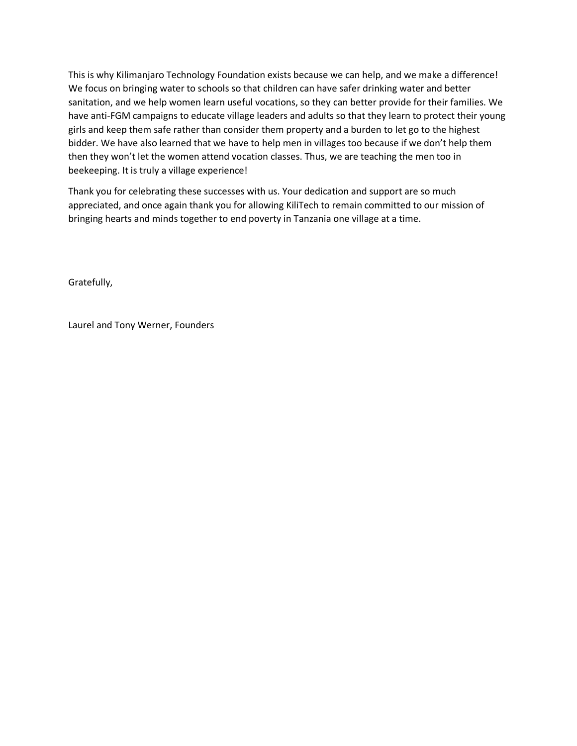This is why Kilimanjaro Technology Foundation exists because we can help, and we make a difference! We focus on bringing water to schools so that children can have safer drinking water and better sanitation, and we help women learn useful vocations, so they can better provide for their families. We have anti-FGM campaigns to educate village leaders and adults so that they learn to protect their young girls and keep them safe rather than consider them property and a burden to let go to the highest bidder. We have also learned that we have to help men in villages too because if we don't help them then they won't let the women attend vocation classes. Thus, we are teaching the men too in beekeeping. It is truly a village experience!

Thank you for celebrating these successes with us. Your dedication and support are so much appreciated, and once again thank you for allowing KiliTech to remain committed to our mission of bringing hearts and minds together to end poverty in Tanzania one village at a time.

Gratefully,

Laurel and Tony Werner, Founders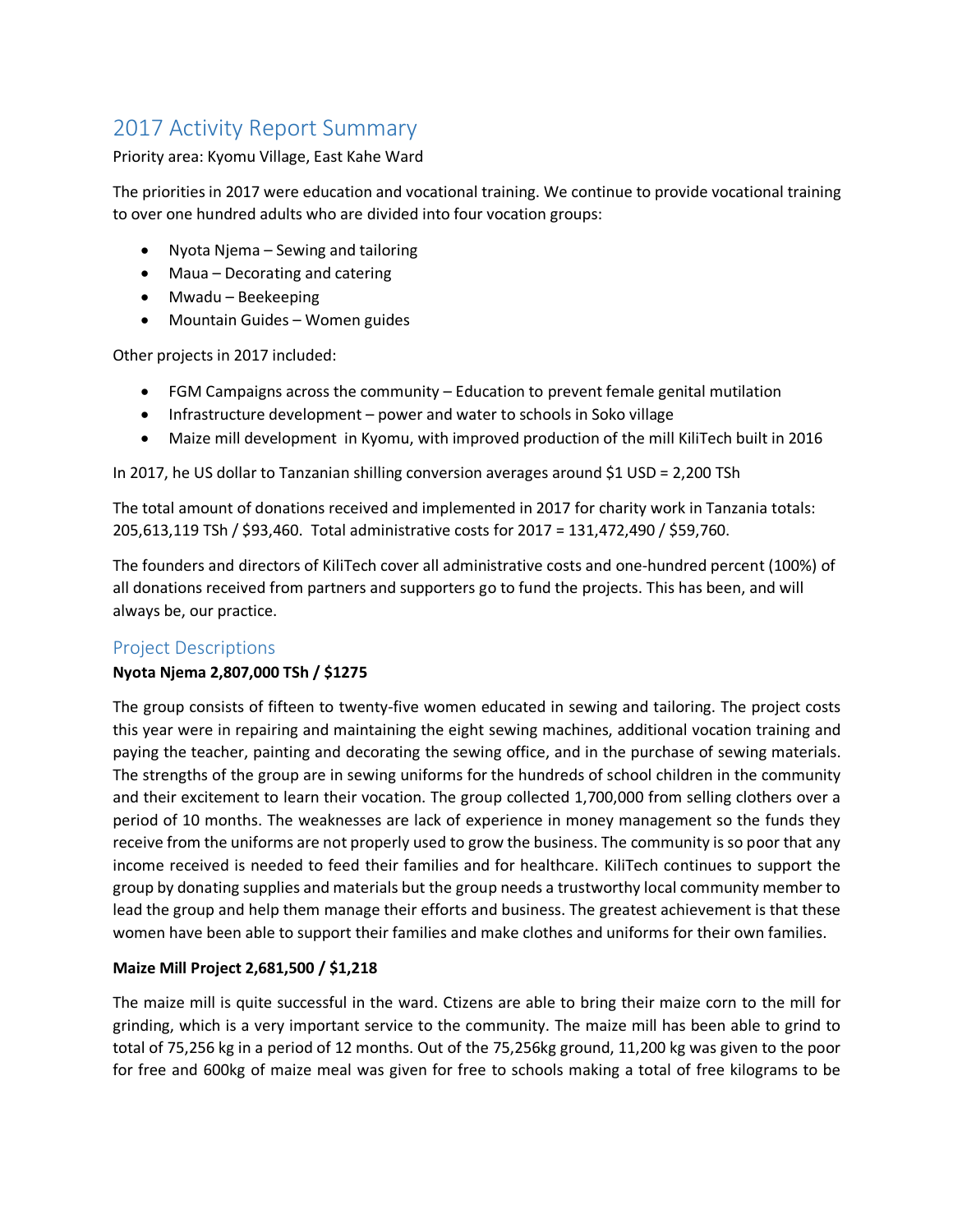# 2017 Activity Report Summary

Priority area: Kyomu Village, East Kahe Ward

The priorities in 2017 were education and vocational training. We continue to provide vocational training to over one hundred adults who are divided into four vocation groups:

- Nyota Njema – Sewing and tailoring
- Maua – Decorating and catering
- Mwadu – Beekeeping
- Mountain Guides – Women guides

Other projects in 2017 included:

- FGM Campaigns across the community – Education to prevent female genital mutilation
- Infrastructure development – power and water to schools in Soko village
- Maize mill development in Kyomu, with improved production of the mill KiliTech built in 2016

In 2017, he US dollar to Tanzanian shilling conversion averages around $1 USD = 2,200 TSh

The total amount of donations received and implemented in 2017 for charity work in Tanzania totals: 205,613,119 TSh / $93,460. Total administrative costs for 2017 = 131,472,490 / $59,760.

The founders and directors of KiliTech cover all administrative costs and one-hundred percent (100%) of all donations received from partners and supporters go to fund the projects. This has been, and will always be, our practice.

## Project Descriptions

**Nyota Njema 2,807,000 TSh / $1275**

The group consists of fifteen to twenty-five women educated in sewing and tailoring. The project costs this year were in repairing and maintaining the eight sewing machines, additional vocation training and paying the teacher, painting and decorating the sewing office, and in the purchase of sewing materials. The strengths of the group are in sewing uniforms for the hundreds of school children in the community and their excitement to learn their vocation. The group collected 1,700,000 from selling clothers over a period of 10 months. The weaknesses are lack of experience in money management so the funds they receive from the uniforms are not properly used to grow the business. The community is so poor that any income received is needed to feed their families and for healthcare. KiliTech continues to support the group by donating supplies and materials but the group needs a trustworthy local community member to lead the group and help them manage their efforts and business. The greatest achievement is that these women have been able to support their families and make clothes and uniforms for their own families.

**Maize Mill Project 2,681,500 / $1,218**

The maize mill is quite successful in the ward. Ctizens are able to bring their maize corn to the mill for grinding, which is a very important service to the community. The maize mill has been able to grind to total of 75,256 kg in a period of 12 months. Out of the 75,256kg ground, 11,200 kg was given to the poor for free and 600kg of maize meal was given for free to schools making a total of free kilograms to be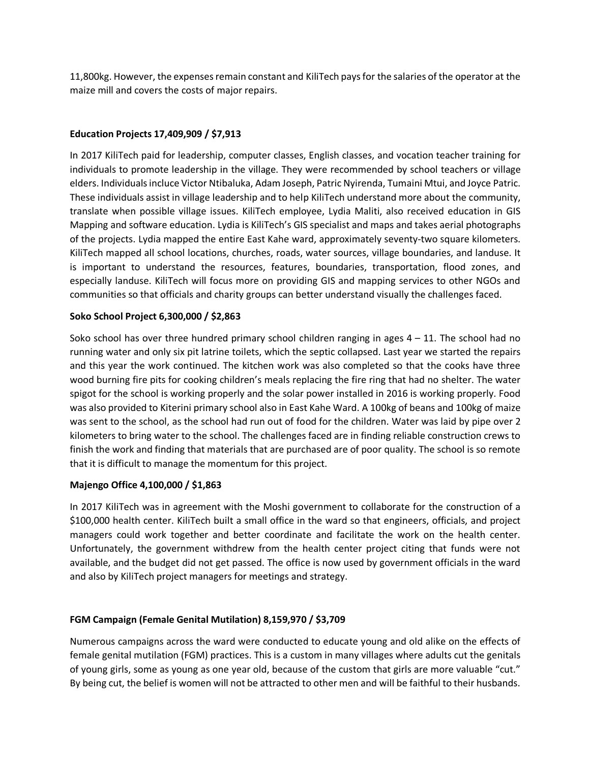11,800kg. However, the expenses remain constant and KiliTech pays for the salaries of the operator at the maize mill and covers the costs of major repairs.

**Education Projects 17,409,909 / $7,913**

In 2017 KiliTech paid for leadership, computer classes, English classes, and vocation teacher training for individuals to promote leadership in the village. They were recommended by school teachers or village elders. Individuals incluce Victor Ntibaluka, Adam Joseph, Patric Nyirenda, Tumaini Mtui, and Joyce Patric. These individuals assist in village leadership and to help KiliTech understand more about the community, translate when possible village issues. KiliTech employee, Lydia Maliti, also received education in GIS Mapping and software education. Lydia is KiliTech's GIS specialist and maps and takes aerial photographs of the projects. Lydia mapped the entire East Kahe ward, approximately seventy-two square kilometers. KiliTech mapped all school locations, churches, roads, water sources, village boundaries, and landuse. It is important to understand the resources, features, boundaries, transportation, flood zones, and especially landuse. KiliTech will focus more on providing GIS and mapping services to other NGOs and communities so that officials and charity groups can better understand visually the challenges faced.

**Soko School Project 6,300,000 / $2,863**

Soko school has over three hundred primary school children ranging in ages 4 – 11. The school had no running water and only six pit latrine toilets, which the septic collapsed. Last year we started the repairs and this year the work continued. The kitchen work was also completed so that the cooks have three wood burning fire pits for cooking children's meals replacing the fire ring that had no shelter. The water spigot for the school is working properly and the solar power installed in 2016 is working properly. Food was also provided to Kiterini primary school also in East Kahe Ward. A 100kg of beans and 100kg of maize was sent to the school, as the school had run out of food for the children. Water was laid by pipe over 2 kilometers to bring water to the school. The challenges faced are in finding reliable construction crews to finish the work and finding that materials that are purchased are of poor quality. The school is so remote that it is difficult to manage the momentum for this project.

**Majengo Office 4,100,000 / $1,863**

In 2017 KiliTech was in agreement with the Moshi government to collaborate for the construction of a $100,000 health center. KiliTech built a small office in the ward so that engineers, officials, and project managers could work together and better coordinate and facilitate the work on the health center. Unfortunately, the government withdrew from the health center project citing that funds were not available, and the budget did not get passed. The office is now used by government officials in the ward and also by KiliTech project managers for meetings and strategy.

**FGM Campaign (Female Genital Mutilation) 8,159,970 / $3,709**

Numerous campaigns across the ward were conducted to educate young and old alike on the effects of female genital mutilation (FGM) practices. This is a custom in many villages where adults cut the genitals of young girls, some as young as one year old, because of the custom that girls are more valuable "cut." By being cut, the belief is women will not be attracted to other men and will be faithful to their husbands.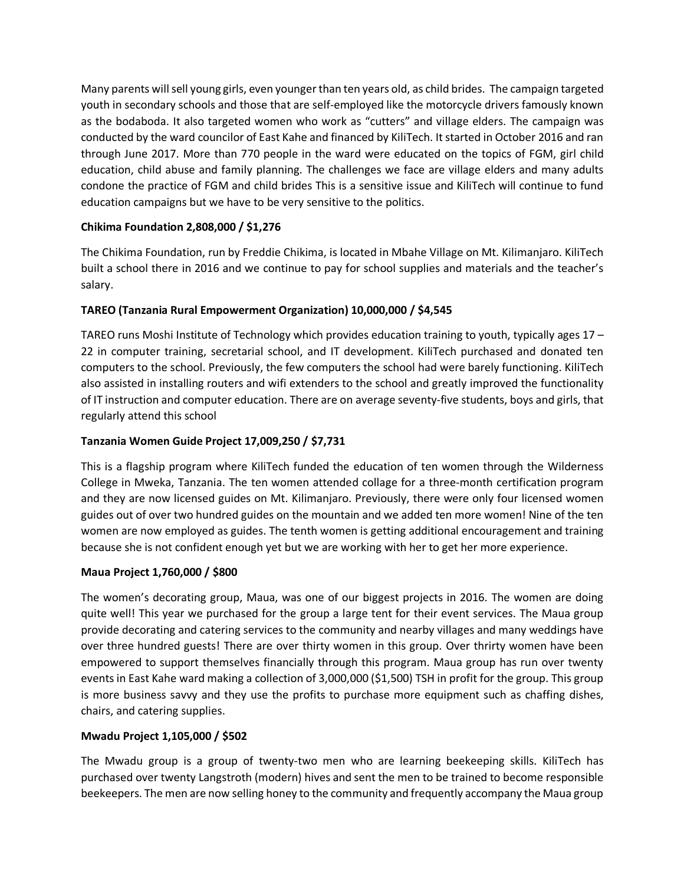Many parents will sell young girls, even younger than ten years old, as child brides. The campaign targeted youth in secondary schools and those that are self-employed like the motorcycle drivers famously known as the bodaboda. It also targeted women who work as "cutters" and village elders. The campaign was conducted by the ward councilor of East Kahe and financed by KiliTech. It started in October 2016 and ran through June 2017. More than 770 people in the ward were educated on the topics of FGM, girl child education, child abuse and family planning. The challenges we face are village elders and many adults condone the practice of FGM and child brides This is a sensitive issue and KiliTech will continue to fund education campaigns but we have to be very sensitive to the politics.

**Chikima Foundation 2,808,000 / $1,276**

The Chikima Foundation, run by Freddie Chikima, is located in Mbahe Village on Mt. Kilimanjaro. KiliTech built a school there in 2016 and we continue to pay for school supplies and materials and the teacher's salary.

**TAREO (Tanzania Rural Empowerment Organization) 10,000,000 / $4,545**

TAREO runs Moshi Institute of Technology which provides education training to youth, typically ages 17 – 22 in computer training, secretarial school, and IT development. KiliTech purchased and donated ten computers to the school. Previously, the few computers the school had were barely functioning. KiliTech also assisted in installing routers and wifi extenders to the school and greatly improved the functionality of IT instruction and computer education. There are on average seventy-five students, boys and girls, that regularly attend this school

**Tanzania Women Guide Project 17,009,250 / $7,731**

This is a flagship program where KiliTech funded the education of ten women through the Wilderness College in Mweka, Tanzania. The ten women attended collage for a three-month certification program and they are now licensed guides on Mt. Kilimanjaro. Previously, there were only four licensed women guides out of over two hundred guides on the mountain and we added ten more women! Nine of the ten women are now employed as guides. The tenth women is getting additional encouragement and training because she is not confident enough yet but we are working with her to get her more experience.

**Maua Project 1,760,000 / $800**

The women's decorating group, Maua, was one of our biggest projects in 2016. The women are doing quite well! This year we purchased for the group a large tent for their event services. The Maua group provide decorating and catering services to the community and nearby villages and many weddings have over three hundred guests! There are over thirty women in this group. Over thrirty women have been empowered to support themselves financially through this program. Maua group has run over twenty events in East Kahe ward making a collection of 3,000,000 ($1,500) TSH in profit for the group. This group is more business savvy and they use the profits to purchase more equipment such as chaffing dishes, chairs, and catering supplies.

**Mwadu Project 1,105,000 / $502**

The Mwadu group is a group of twenty-two men who are learning beekeeping skills. KiliTech has purchased over twenty Langstroth (modern) hives and sent the men to be trained to become responsible beekeepers. The men are now selling honey to the community and frequently accompany the Maua group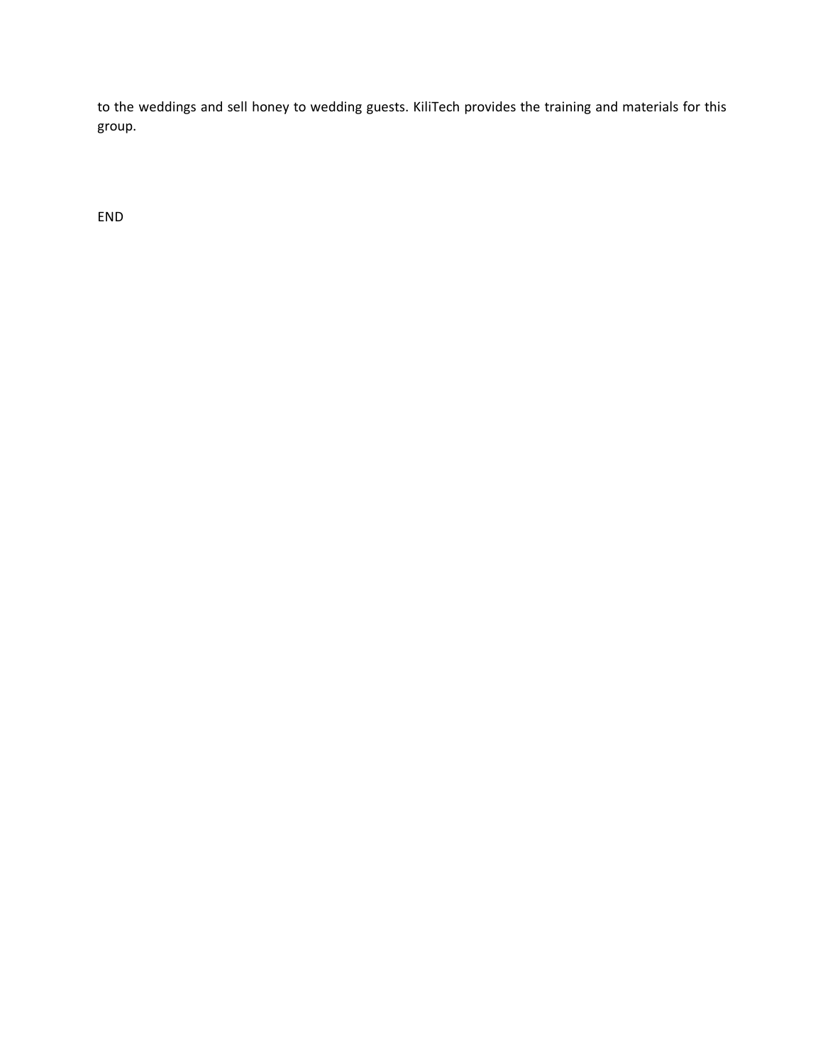to the weddings and sell honey to wedding guests. KiliTech provides the training and materials for this group.

END